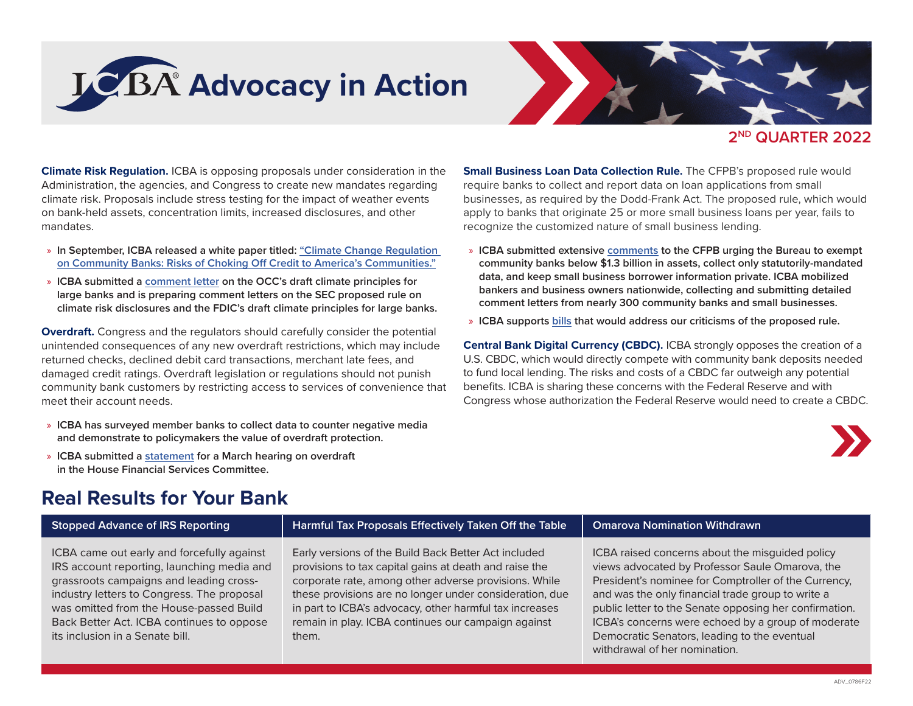# ICBA Advocacy in Action

## 2ND QUARTER 2022

**Climate Risk Regulation.** ICBA is opposing proposals under consideration in the Administration, the agencies, and Congress to create new mandates regarding climate risk. Proposals include stress testing for the impact of weather events on bank-held assets, concentration limits, increased disclosures, and other mandates.

- **In September, ICBA released a white paper titled: "Climate Change Regulation on Community Banks: Risks of Choking Off Credit to America's Communities."**
- **ICBA submitted a comment letter on the OCC's draft climate principles for large banks and is preparing comment letters on the SEC proposed rule on climate risk disclosures and the FDIC's draft climate principles for large banks.**

**Overdraft.** Congress and the regulators should carefully consider the potential unintended consequences of any new overdraft restrictions, which may include returned checks, declined debit card transactions, merchant late fees, and damaged credit ratings. Overdraft legislation or regulations should not punish community bank customers by restricting access to services of convenience that meet their account needs.

- **ICBA has surveyed member banks to collect data to counter negative media and demonstrate to policymakers the value of overdraft protection.**
- **ICBA submitted a statement for a March hearing on overdraft in the House Financial Services Committee.**

**Small Business Loan Data Collection Rule.** The CFPB's proposed rule would require banks to collect and report data on loan applications from small businesses, as required by the Dodd-Frank Act. The proposed rule, which would apply to banks that originate 25 or more small business loans per year, fails to recognize the customized nature of small business lending.

- **ICBA submitted extensive comments to the CFPB urging the Bureau to exempt community banks below $1.3 billion in assets, collect only statutorily-mandated data, and keep small business borrower information private. ICBA mobilized bankers and business owners nationwide, collecting and submitting detailed comment letters from nearly 300 community banks and small businesses.**
- **ICBA supports bills that would address our criticisms of the proposed rule.**

**Central Bank Digital Currency (CBDC).** ICBA strongly opposes the creation of a U.S. CBDC, which would directly compete with community bank deposits needed to fund local lending. The risks and costs of a CBDC far outweigh any potential benefits. ICBA is sharing these concerns with the Federal Reserve and with Congress whose authorization the Federal Reserve would need to create a CBDC.

## Real Results for Your Bank

| Stopped Advance of IRS Reporting | Harmful Tax Proposals Effectively Taken Off the Table | Omarova Nomination Withdrawn |
|---|---|---|
| ICBA came out early and forcefully against IRS account reporting, launching media and grassroots campaigns and leading cross-industry letters to Congress. The proposal was omitted from the House-passed Build Back Better Act. ICBA continues to oppose its inclusion in a Senate bill. | Early versions of the Build Back Better Act included provisions to tax capital gains at death and raise the corporate rate, among other adverse provisions. While these provisions are no longer under consideration, due in part to ICBA's advocacy, other harmful tax increases remain in play. ICBA continues our campaign against them. | ICBA raised concerns about the misguided policy views advocated by Professor Saule Omarova, the President's nominee for Comptroller of the Currency, and was the only financial trade group to write a public letter to the Senate opposing her confirmation. ICBA's concerns were echoed by a group of moderate Democratic Senators, leading to the eventual withdrawal of her nomination. |

ADV_0786F22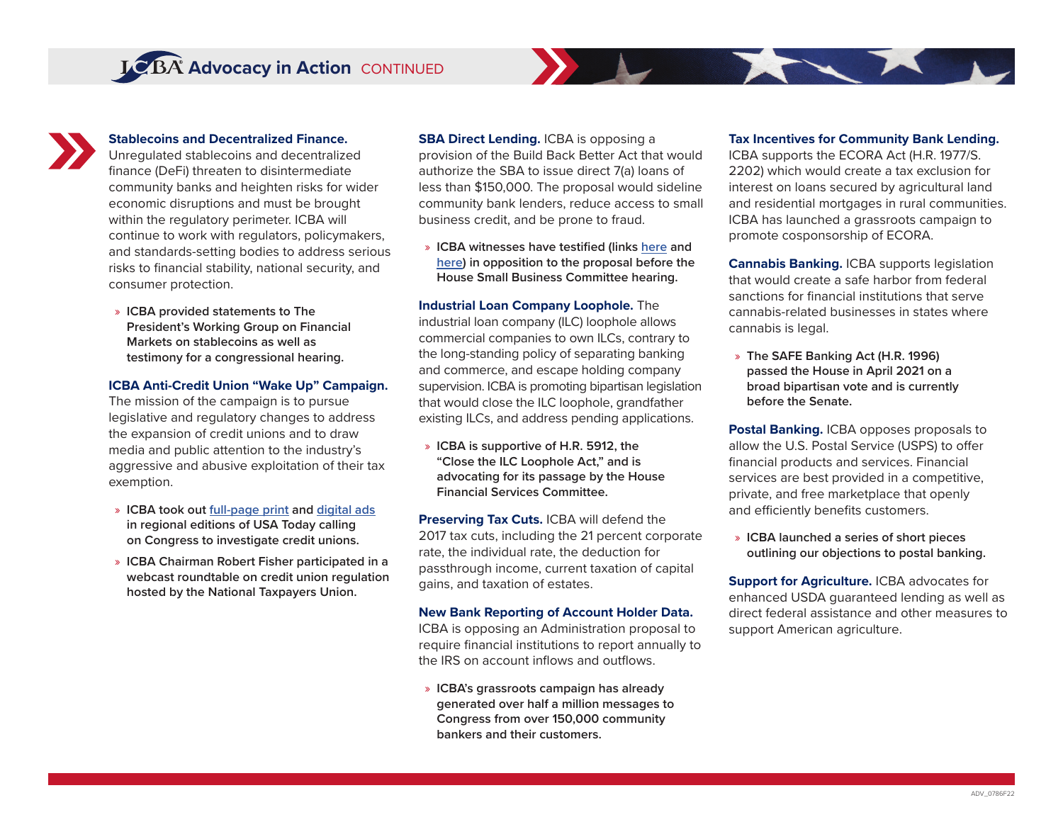## ICBA Advocacy in Action CONTINUED

**Stablecoins and Decentralized Finance.** Unregulated stablecoins and decentralized finance (DeFi) threaten to disintermediate community banks and heighten risks for wider economic disruptions and must be brought within the regulatory perimeter. ICBA will continue to work with regulators, policymakers, and standards-setting bodies to address serious risks to financial stability, national security, and consumer protection.

- **ICBA provided statements to The President's Working Group on Financial Markets on stablecoins as well as testimony for a congressional hearing.**

**ICBA Anti-Credit Union "Wake Up" Campaign.** The mission of the campaign is to pursue legislative and regulatory changes to address the expansion of credit unions and to draw media and public attention to the industry's aggressive and abusive exploitation of their tax exemption.

- **ICBA took out full-page print and digital ads in regional editions of USA Today calling on Congress to investigate credit unions.**
- **ICBA Chairman Robert Fisher participated in a webcast roundtable on credit union regulation hosted by the National Taxpayers Union.**

**SBA Direct Lending.** ICBA is opposing a provision of the Build Back Better Act that would authorize the SBA to issue direct 7(a) loans of less than $150,000. The proposal would sideline community bank lenders, reduce access to small business credit, and be prone to fraud.

- **ICBA witnesses have testified (links here and here) in opposition to the proposal before the House Small Business Committee hearing.**

**Industrial Loan Company Loophole.** The industrial loan company (ILC) loophole allows commercial companies to own ILCs, contrary to the long-standing policy of separating banking and commerce, and escape holding company supervision. ICBA is promoting bipartisan legislation that would close the ILC loophole, grandfather existing ILCs, and address pending applications.

- **ICBA is supportive of H.R. 5912, the "Close the ILC Loophole Act," and is advocating for its passage by the House Financial Services Committee.**

**Preserving Tax Cuts.** ICBA will defend the 2017 tax cuts, including the 21 percent corporate rate, the individual rate, the deduction for passthrough income, current taxation of capital gains, and taxation of estates.

**New Bank Reporting of Account Holder Data.** ICBA is opposing an Administration proposal to require financial institutions to report annually to the IRS on account inflows and outflows.

- **ICBA's grassroots campaign has already generated over half a million messages to Congress from over 150,000 community bankers and their customers.**

**Tax Incentives for Community Bank Lending.** ICBA supports the ECORA Act (H.R. 1977/S. 2202) which would create a tax exclusion for interest on loans secured by agricultural land and residential mortgages in rural communities. ICBA has launched a grassroots campaign to promote cosponsorship of ECORA.

**Cannabis Banking.** ICBA supports legislation that would create a safe harbor from federal sanctions for financial institutions that serve cannabis-related businesses in states where cannabis is legal.

- **The SAFE Banking Act (H.R. 1996) passed the House in April 2021 on a broad bipartisan vote and is currently before the Senate.**

**Postal Banking.** ICBA opposes proposals to allow the U.S. Postal Service (USPS) to offer financial products and services. Financial services are best provided in a competitive, private, and free marketplace that openly and efficiently benefits customers.

- **ICBA launched a series of short pieces outlining our objections to postal banking.**

**Support for Agriculture.** ICBA advocates for enhanced USDA guaranteed lending as well as direct federal assistance and other measures to support American agriculture.

ADV_0786F22